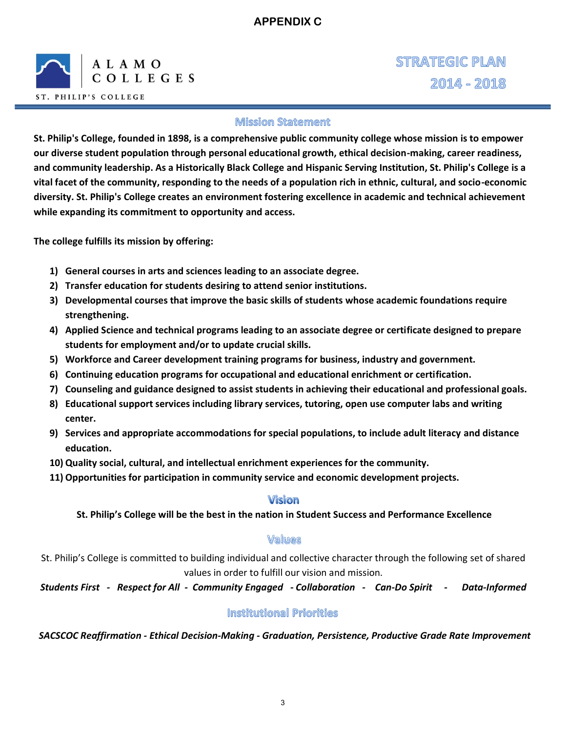APPENDIX C

ALAMO COLLEGES

ST. PHILIP'S COLLEGE

# STRATEGIC PLAN 2014 - 2018

## Mission Statement

**St. Philip's College, founded in 1898, is a comprehensive public community college whose mission is to empower our diverse student population through personal educational growth, ethical decision-making, career readiness, and community leadership. As a Historically Black College and Hispanic Serving Institution, St. Philip's College is a vital facet of the community, responding to the needs of a population rich in ethnic, cultural, and socio-economic diversity. St. Philip's College creates an environment fostering excellence in academic and technical achievement while expanding its commitment to opportunity and access.**

**The college fulfills its mission by offering:**

1) **General courses in arts and sciences leading to an associate degree.**
2) **Transfer education for students desiring to attend senior institutions.**
3) **Developmental courses that improve the basic skills of students whose academic foundations require strengthening.**
4) **Applied Science and technical programs leading to an associate degree or certificate designed to prepare students for employment and/or to update crucial skills.**
5) **Workforce and Career development training programs for business, industry and government.**
6) **Continuing education programs for occupational and educational enrichment or certification.**
7) **Counseling and guidance designed to assist students in achieving their educational and professional goals.**
8) **Educational support services including library services, tutoring, open use computer labs and writing center.**
9) **Services and appropriate accommodations for special populations, to include adult literacy and distance education.**
10) **Quality social, cultural, and intellectual enrichment experiences for the community.**
11) **Opportunities for participation in community service and economic development projects.**

## Vision

**St. Philip's College will be the best in the nation in Student Success and Performance Excellence**

## Values

St. Philip's College is committed to building individual and collective character through the following set of shared values in order to fulfill our vision and mission.

***Students First - Respect for All - Community Engaged - Collaboration - Can-Do Spirit - Data-Informed***

## Institutional Priorities

***SACSCOC Reaffirmation - Ethical Decision-Making - Graduation, Persistence, Productive Grade Rate Improvement***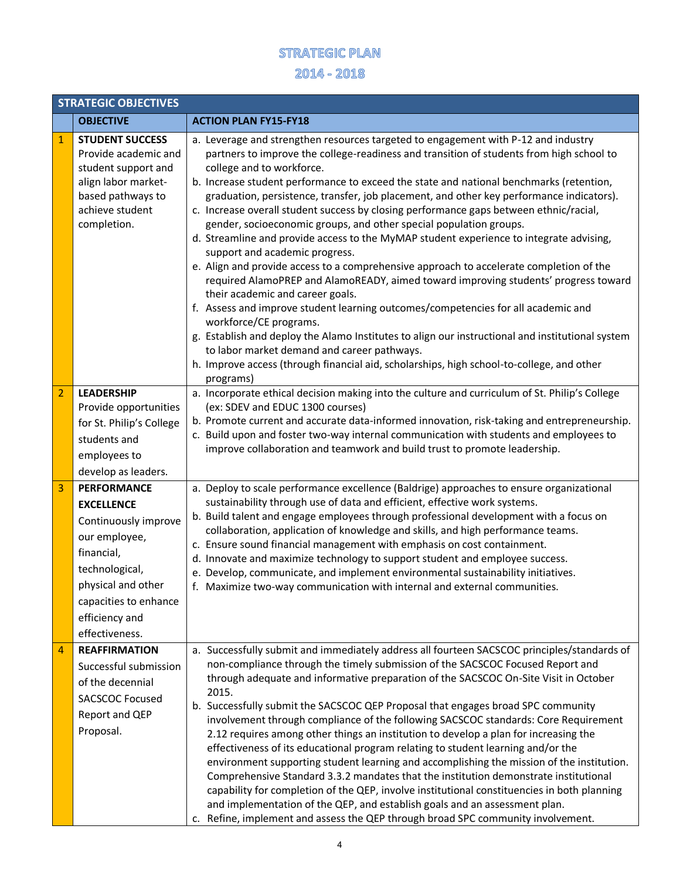# STRATEGIC PLAN

## 2014 - 2018

| STRATEGIC OBJECTIVES | | |
|---|---|---|
| | **OBJECTIVE** | **ACTION PLAN FY15-FY18** |
| 1 | **STUDENT SUCCESS** Provide academic and student support and align labor market-based pathways to achieve student completion. | a. Leverage and strengthen resources targeted to engagement with P-12 and industry partners to improve the college-readiness and transition of students from high school to college and to workforce.<br>b. Increase student performance to exceed the state and national benchmarks (retention, graduation, persistence, transfer, job placement, and other key performance indicators).<br>c. Increase overall student success by closing performance gaps between ethnic/racial, gender, socioeconomic groups, and other special population groups.<br>d. Streamline and provide access to the MyMAP student experience to integrate advising, support and academic progress.<br>e. Align and provide access to a comprehensive approach to accelerate completion of the required AlamoPREP and AlamoREADY, aimed toward improving students' progress toward their academic and career goals.<br>f. Assess and improve student learning outcomes/competencies for all academic and workforce/CE programs.<br>g. Establish and deploy the Alamo Institutes to align our instructional and institutional system to labor market demand and career pathways.<br>h. Improve access (through financial aid, scholarships, high school-to-college, and other programs) |
| 2 | **LEADERSHIP** Provide opportunities for St. Philip's College students and employees to develop as leaders. | a. Incorporate ethical decision making into the culture and curriculum of St. Philip's College (ex: SDEV and EDUC 1300 courses)<br>b. Promote current and accurate data-informed innovation, risk-taking and entrepreneurship.<br>c. Build upon and foster two-way internal communication with students and employees to improve collaboration and teamwork and build trust to promote leadership. |
| 3 | **PERFORMANCE EXCELLENCE** Continuously improve our employee, financial, technological, physical and other capacities to enhance efficiency and effectiveness. | a. Deploy to scale performance excellence (Baldrige) approaches to ensure organizational sustainability through use of data and efficient, effective work systems.<br>b. Build talent and engage employees through professional development with a focus on collaboration, application of knowledge and skills, and high performance teams.<br>c. Ensure sound financial management with emphasis on cost containment.<br>d. Innovate and maximize technology to support student and employee success.<br>e. Develop, communicate, and implement environmental sustainability initiatives.<br>f. Maximize two-way communication with internal and external communities. |
| 4 | **REAFFIRMATION** Successful submission of the decennial SACSCOC Focused Report and QEP Proposal. | a. Successfully submit and immediately address all fourteen SACSCOC principles/standards of non-compliance through the timely submission of the SACSCOC Focused Report and through adequate and informative preparation of the SACSCOC On-Site Visit in October 2015.<br>b. Successfully submit the SACSCOC QEP Proposal that engages broad SPC community involvement through compliance of the following SACSCOC standards: Core Requirement 2.12 requires among other things an institution to develop a plan for increasing the effectiveness of its educational program relating to student learning and/or the environment supporting student learning and accomplishing the mission of the institution. Comprehensive Standard 3.3.2 mandates that the institution demonstrate institutional capability for completion of the QEP, involve institutional constituencies in both planning and implementation of the QEP, and establish goals and an assessment plan.<br>c. Refine, implement and assess the QEP through broad SPC community involvement. |